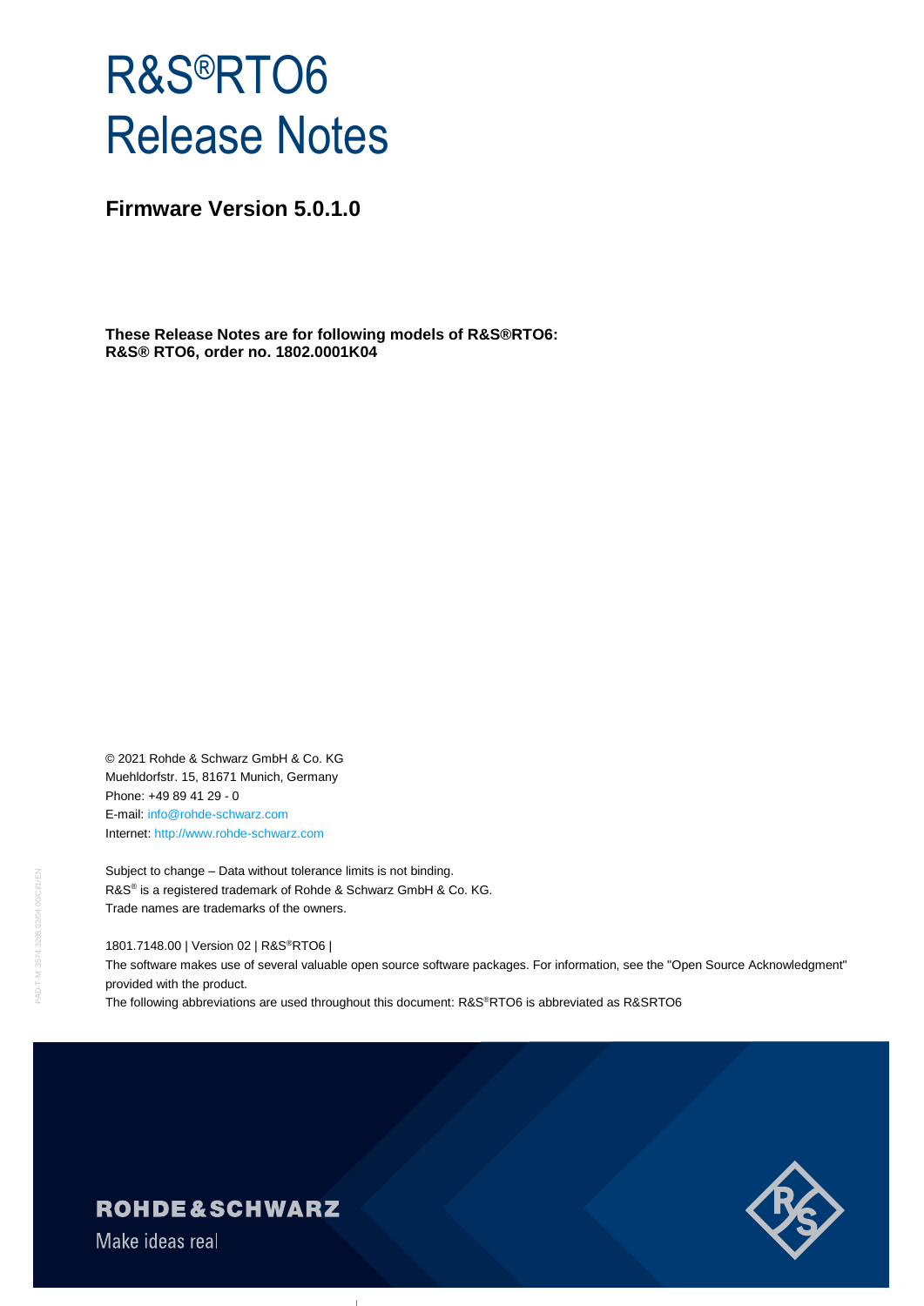# R&S®RTO6 Release Notes

**Firmware Version 5.0.1.0**

**These Release Notes are for following models of R&S®RTO6:**
**R&S® RTO6, order no. 1802.0001K04**

© 2021 Rohde & Schwarz GmbH & Co. KG
Muehldorfstr. 15, 81671 Munich, Germany
Phone: +49 89 41 29 - 0
E-mail: info@rohde-schwarz.com
Internet: http://www.rohde-schwarz.com

Subject to change – Data without tolerance limits is not binding.
R&S® is a registered trademark of Rohde & Schwarz GmbH & Co. KG.
Trade names are trademarks of the owners.

1801.7148.00 | Version 02 | R&S®RTO6 |
The software makes use of several valuable open source software packages. For information, see the "Open Source Acknowledgment" provided with the product.
The following abbreviations are used throughout this document: R&S®RTO6 is abbreviated as R&SRTO6

ROHDE&SCHWARZ
Make ideas real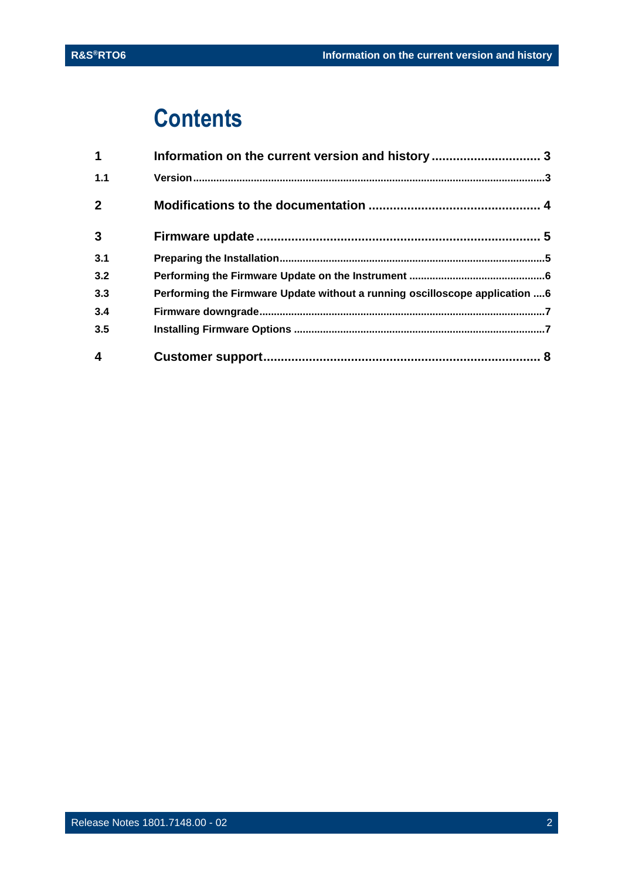# Contents

| | | |
|---|---|---|
| **1** | **Information on the current version and history** | **3** |
| 1.1 | Version | 3 |
| **2** | **Modifications to the documentation** | **4** |
| **3** | **Firmware update** | **5** |
| 3.1 | Preparing the Installation | 5 |
| 3.2 | Performing the Firmware Update on the Instrument | 6 |
| 3.3 | Performing the Firmware Update without a running oscilloscope application | 6 |
| 3.4 | Firmware downgrade | 7 |
| 3.5 | Installing Firmware Options | 7 |
| **4** | **Customer support** | **8** |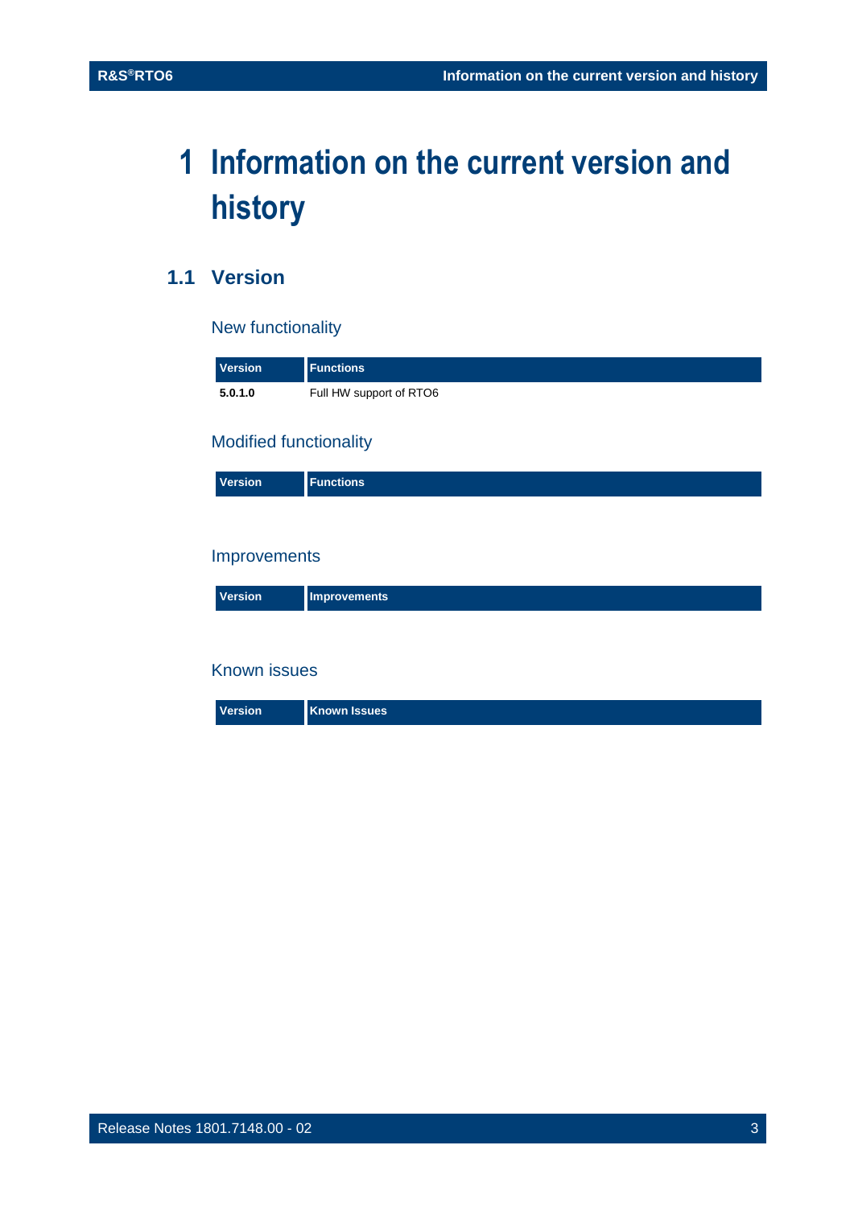# 1 Information on the current version and history

## 1.1 Version

### New functionality

| Version | Functions |
| --- | --- |
| **5.0.1.0** | Full HW support of RTO6 |

### Modified functionality

| Version | Functions |
| --- | --- |

### Improvements

| Version | Improvements |
| --- | --- |

### Known issues

| Version | Known Issues |
| --- | --- |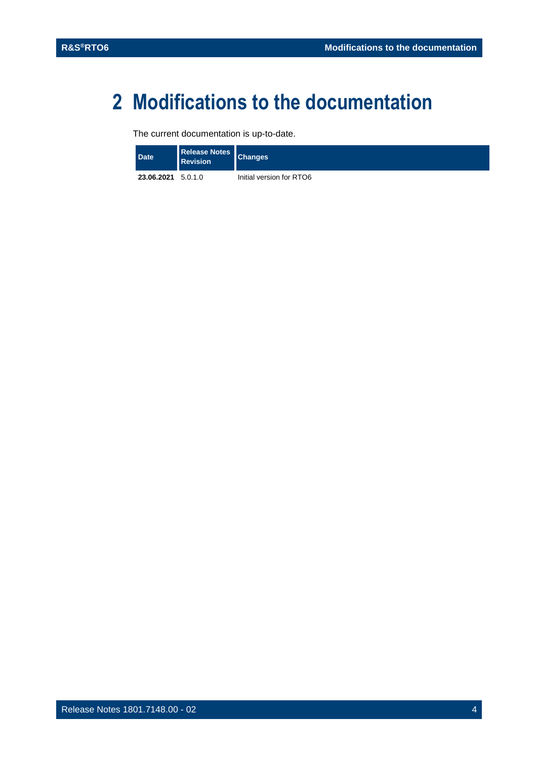# 2 Modifications to the documentation

The current documentation is up-to-date.

| Date | Release Notes Revision | Changes |
| --- | --- | --- |
| **23.06.2021** | 5.0.1.0 | Initial version for RTO6 |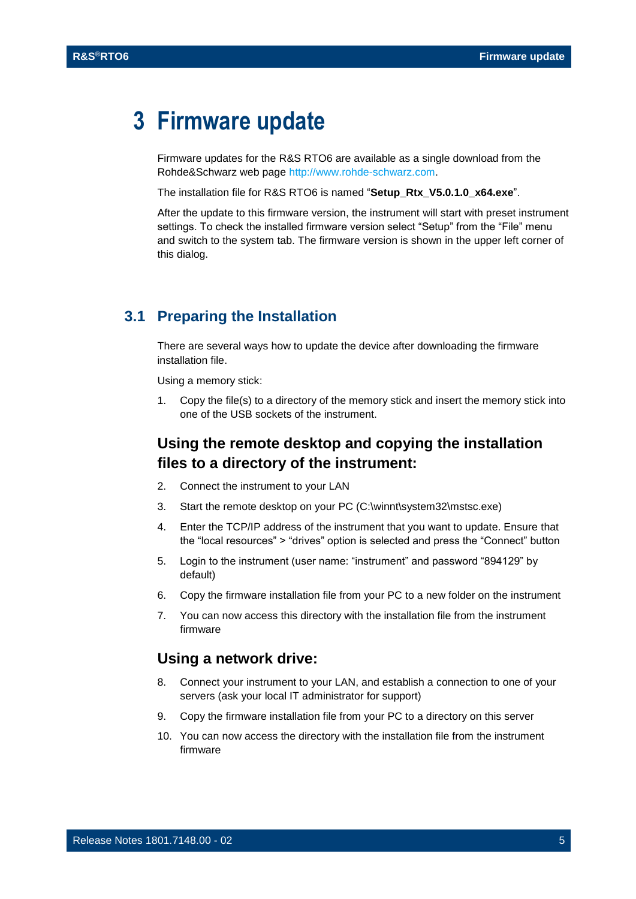# 3 Firmware update

Firmware updates for the R&S RTO6 are available as a single download from the Rohde&Schwarz web page http://www.rohde-schwarz.com.

The installation file for R&S RTO6 is named "**Setup_Rtx_V5.0.1.0_x64.exe**".

After the update to this firmware version, the instrument will start with preset instrument settings. To check the installed firmware version select "Setup" from the "File" menu and switch to the system tab. The firmware version is shown in the upper left corner of this dialog.

## 3.1 Preparing the Installation

There are several ways how to update the device after downloading the firmware installation file.

Using a memory stick:

1. Copy the file(s) to a directory of the memory stick and insert the memory stick into one of the USB sockets of the instrument.

### Using the remote desktop and copying the installation files to a directory of the instrument:

2. Connect the instrument to your LAN
3. Start the remote desktop on your PC (C:\winnt\system32\mstsc.exe)
4. Enter the TCP/IP address of the instrument that you want to update. Ensure that the "local resources" > "drives" option is selected and press the "Connect" button
5. Login to the instrument (user name: "instrument" and password "894129" by default)
6. Copy the firmware installation file from your PC to a new folder on the instrument
7. You can now access this directory with the installation file from the instrument firmware

### Using a network drive:

8. Connect your instrument to your LAN, and establish a connection to one of your servers (ask your local IT administrator for support)
9. Copy the firmware installation file from your PC to a directory on this server
10. You can now access the directory with the installation file from the instrument firmware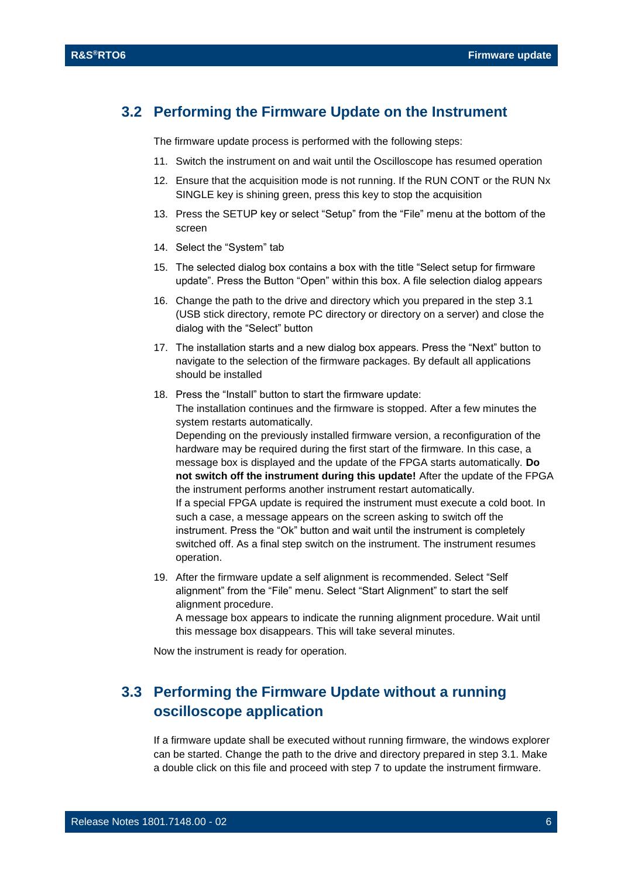## 3.2 Performing the Firmware Update on the Instrument

The firmware update process is performed with the following steps:

11. Switch the instrument on and wait until the Oscilloscope has resumed operation
12. Ensure that the acquisition mode is not running. If the RUN CONT or the RUN Nx SINGLE key is shining green, press this key to stop the acquisition
13. Press the SETUP key or select “Setup” from the “File” menu at the bottom of the screen
14. Select the “System” tab
15. The selected dialog box contains a box with the title “Select setup for firmware update”. Press the Button “Open” within this box. A file selection dialog appears
16. Change the path to the drive and directory which you prepared in the step 3.1 (USB stick directory, remote PC directory or directory on a server) and close the dialog with the “Select” button
17. The installation starts and a new dialog box appears. Press the “Next” button to navigate to the selection of the firmware packages. By default all applications should be installed
18. Press the “Install” button to start the firmware update:
    The installation continues and the firmware is stopped. After a few minutes the system restarts automatically.
    Depending on the previously installed firmware version, a reconfiguration of the hardware may be required during the first start of the firmware. In this case, a message box is displayed and the update of the FPGA starts automatically. **Do not switch off the instrument during this update!** After the update of the FPGA the instrument performs another instrument restart automatically.
    If a special FPGA update is required the instrument must execute a cold boot. In such a case, a message appears on the screen asking to switch off the instrument. Press the “Ok” button and wait until the instrument is completely switched off. As a final step switch on the instrument. The instrument resumes operation.
19. After the firmware update a self alignment is recommended. Select “Self alignment” from the “File” menu. Select “Start Alignment” to start the self alignment procedure.
    A message box appears to indicate the running alignment procedure. Wait until this message box disappears. This will take several minutes.

Now the instrument is ready for operation.

## 3.3 Performing the Firmware Update without a running oscilloscope application

If a firmware update shall be executed without running firmware, the windows explorer can be started. Change the path to the drive and directory prepared in step 3.1. Make a double click on this file and proceed with step 7 to update the instrument firmware.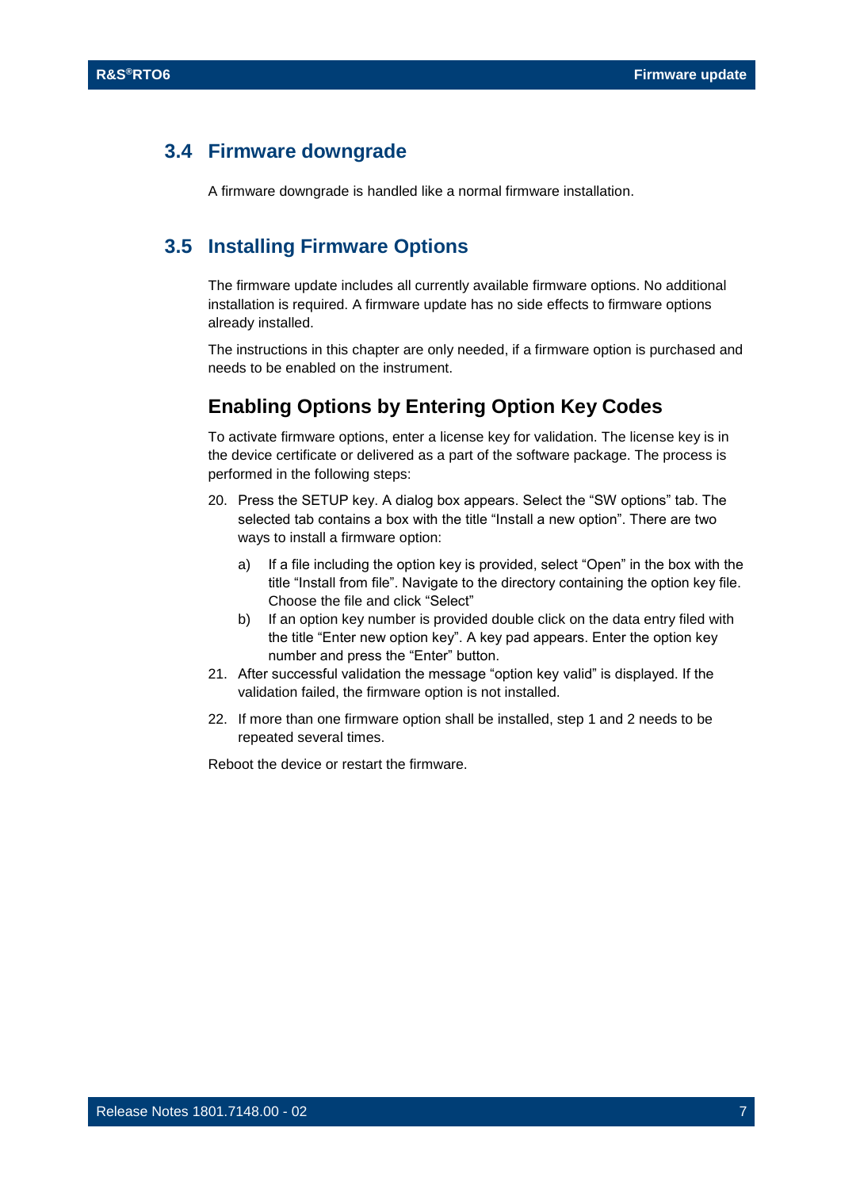## 3.4 Firmware downgrade

A firmware downgrade is handled like a normal firmware installation.

## 3.5 Installing Firmware Options

The firmware update includes all currently available firmware options. No additional installation is required. A firmware update has no side effects to firmware options already installed.

The instructions in this chapter are only needed, if a firmware option is purchased and needs to be enabled on the instrument.

### Enabling Options by Entering Option Key Codes

To activate firmware options, enter a license key for validation. The license key is in the device certificate or delivered as a part of the software package. The process is performed in the following steps:

20. Press the SETUP key. A dialog box appears. Select the “SW options” tab. The selected tab contains a box with the title “Install a new option”. There are two ways to install a firmware option:
    a) If a file including the option key is provided, select “Open” in the box with the title “Install from file”. Navigate to the directory containing the option key file. Choose the file and click “Select”
    b) If an option key number is provided double click on the data entry filed with the title “Enter new option key”. A key pad appears. Enter the option key number and press the “Enter” button.
21. After successful validation the message “option key valid” is displayed. If the validation failed, the firmware option is not installed.
22. If more than one firmware option shall be installed, step 1 and 2 needs to be repeated several times.

Reboot the device or restart the firmware.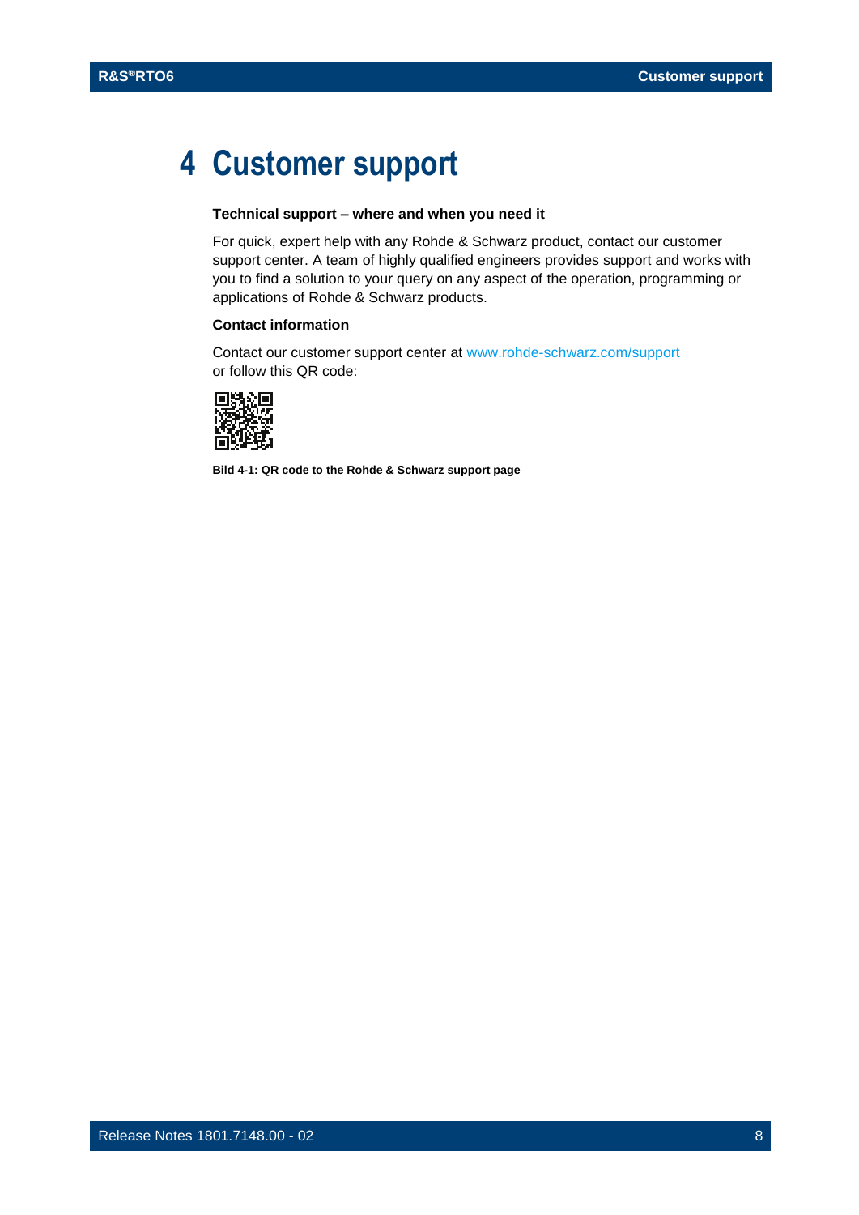# 4 Customer support

**Technical support – where and when you need it**

For quick, expert help with any Rohde & Schwarz product, contact our customer support center. A team of highly qualified engineers provides support and works with you to find a solution to your query on any aspect of the operation, programming or applications of Rohde & Schwarz products.

**Contact information**

Contact our customer support center at www.rohde-schwarz.com/support or follow this QR code:

**Bild 4-1: QR code to the Rohde & Schwarz support page**